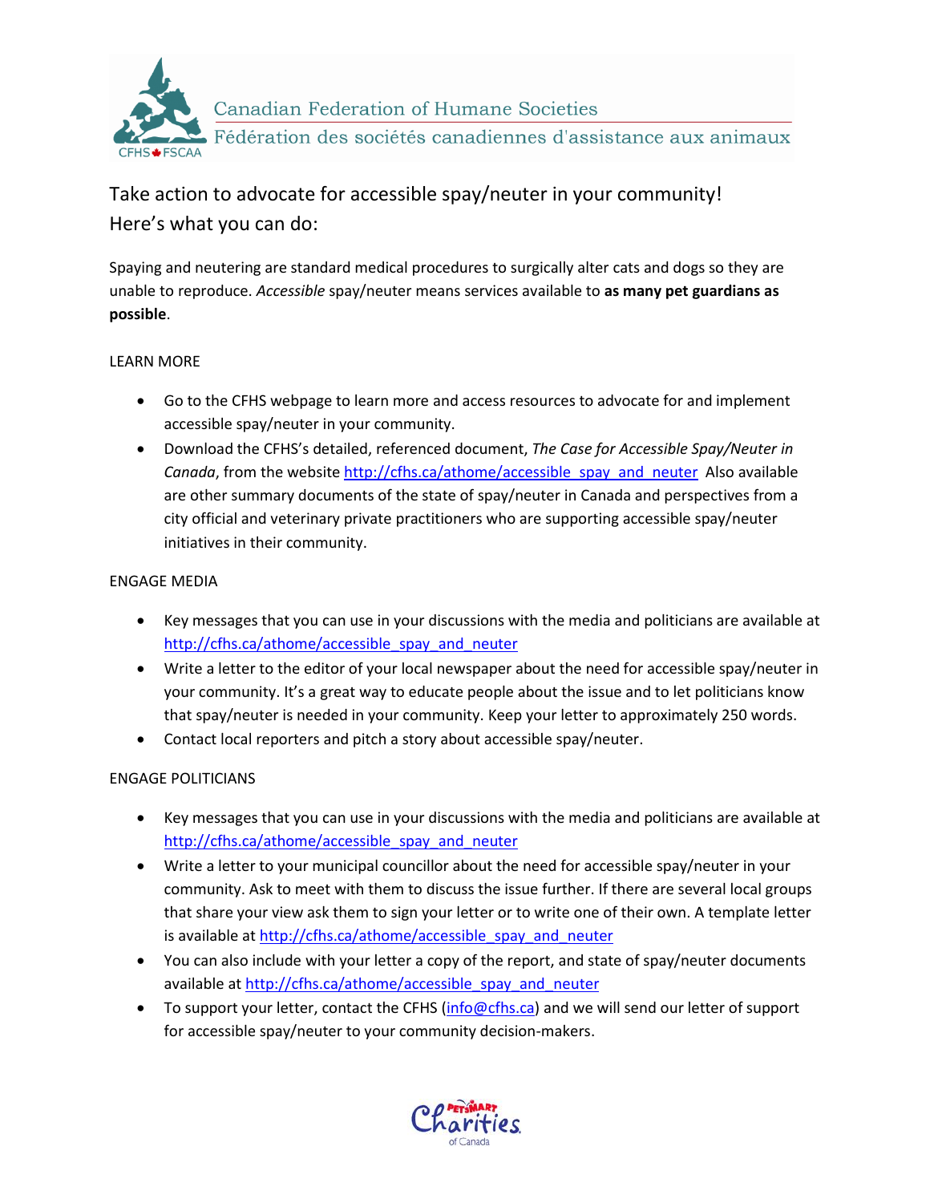Canadian Federation of Humane Societies
Fédération des sociétés canadiennes d'assistance aux animaux

# Take action to advocate for accessible spay/neuter in your community! Here's what you can do:

Spaying and neutering are standard medical procedures to surgically alter cats and dogs so they are unable to reproduce. *Accessible* spay/neuter means services available to **as many pet guardians as possible**.

## LEARN MORE

- Go to the CFHS webpage to learn more and access resources to advocate for and implement accessible spay/neuter in your community.
- Download the CFHS's detailed, referenced document, *The Case for Accessible Spay/Neuter in Canada*, from the website http://cfhs.ca/athome/accessible_spay_and_neuter Also available are other summary documents of the state of spay/neuter in Canada and perspectives from a city official and veterinary private practitioners who are supporting accessible spay/neuter initiatives in their community.

## ENGAGE MEDIA

- Key messages that you can use in your discussions with the media and politicians are available at http://cfhs.ca/athome/accessible_spay_and_neuter
- Write a letter to the editor of your local newspaper about the need for accessible spay/neuter in your community. It's a great way to educate people about the issue and to let politicians know that spay/neuter is needed in your community. Keep your letter to approximately 250 words.
- Contact local reporters and pitch a story about accessible spay/neuter.

## ENGAGE POLITICIANS

- Key messages that you can use in your discussions with the media and politicians are available at http://cfhs.ca/athome/accessible_spay_and_neuter
- Write a letter to your municipal councillor about the need for accessible spay/neuter in your community. Ask to meet with them to discuss the issue further. If there are several local groups that share your view ask them to sign your letter or to write one of their own. A template letter is available at http://cfhs.ca/athome/accessible_spay_and_neuter
- You can also include with your letter a copy of the report, and state of spay/neuter documents available at http://cfhs.ca/athome/accessible_spay_and_neuter
- To support your letter, contact the CFHS (info@cfhs.ca) and we will send our letter of support for accessible spay/neuter to your community decision-makers.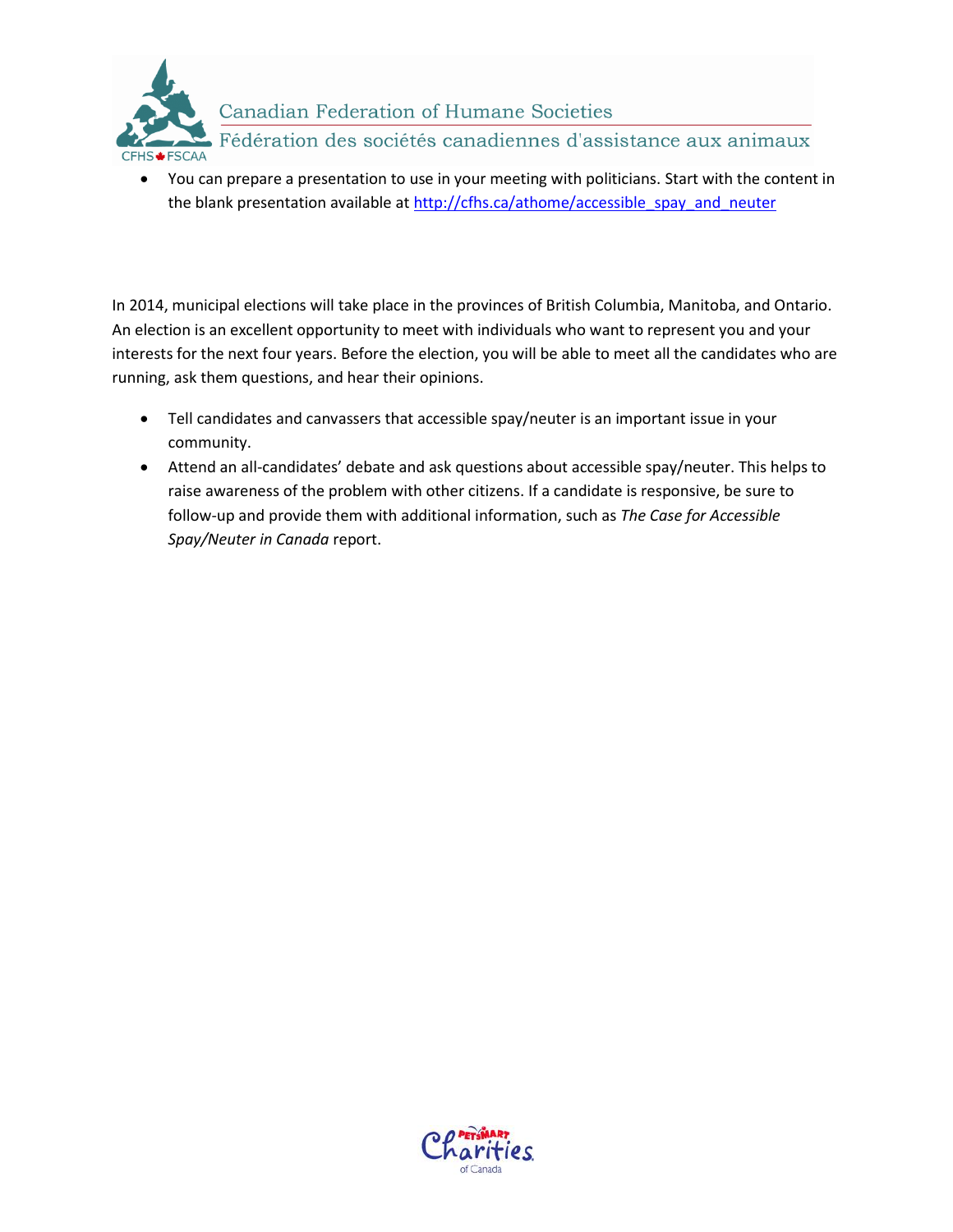- You can prepare a presentation to use in your meeting with politicians. Start with the content in the blank presentation available at [http://cfhs.ca/athome/accessible_spay_and_neuter](http://cfhs.ca/athome/accessible_spay_and_neuter)

In 2014, municipal elections will take place in the provinces of British Columbia, Manitoba, and Ontario. An election is an excellent opportunity to meet with individuals who want to represent you and your interests for the next four years. Before the election, you will be able to meet all the candidates who are running, ask them questions, and hear their opinions.

- Tell candidates and canvassers that accessible spay/neuter is an important issue in your community.
- Attend an all-candidates' debate and ask questions about accessible spay/neuter. This helps to raise awareness of the problem with other citizens. If a candidate is responsive, be sure to follow-up and provide them with additional information, such as *The Case for Accessible Spay/Neuter in Canada* report.